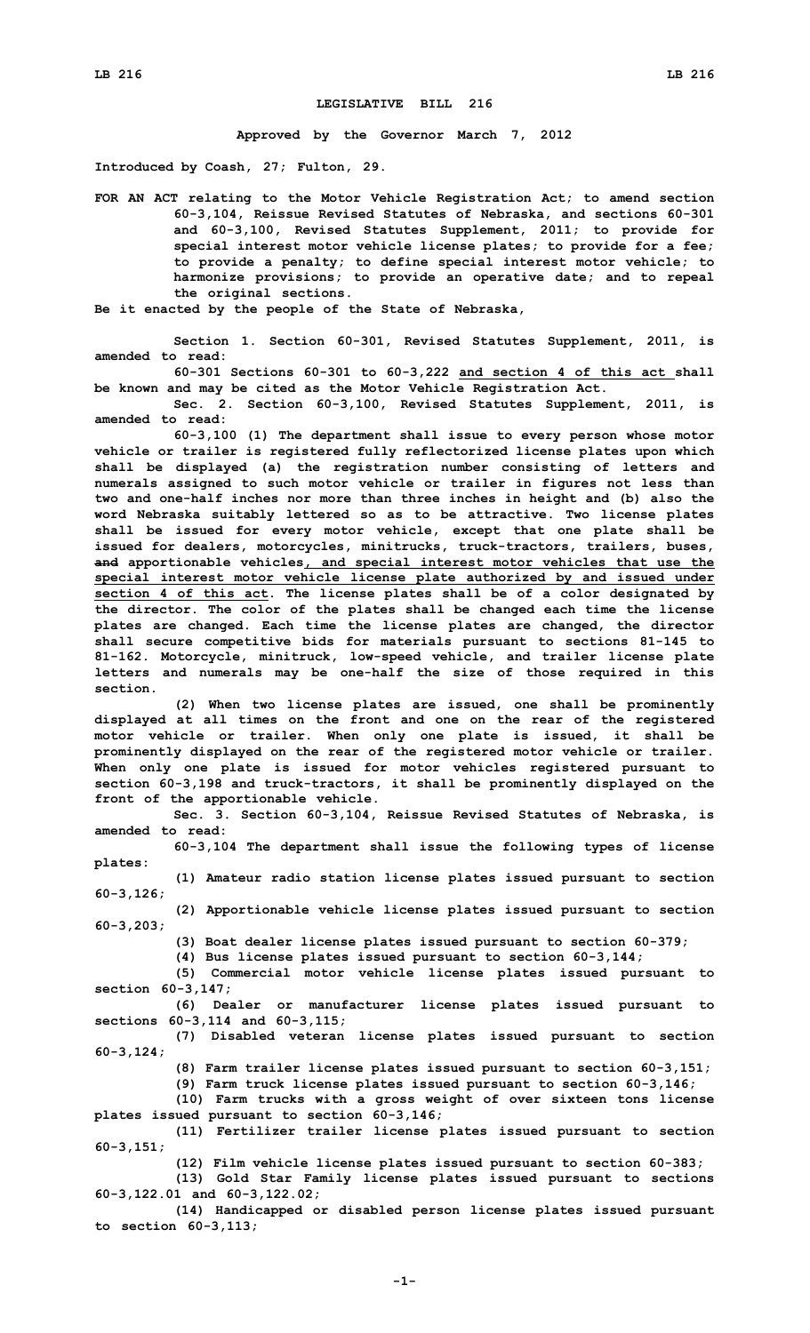**LEGISLATIVE BILL 216**

**Approved by the Governor March 7, 2012**

**Introduced by Coash, 27; Fulton, 29.**

**FOR AN ACT relating to the Motor Vehicle Registration Act; to amend section 60-3,104, Reissue Revised Statutes of Nebraska, and sections 60-301 and 60-3,100, Revised Statutes Supplement, 2011; to provide for special interest motor vehicle license plates; to provide for a fee; to provide a penalty; to define special interest motor vehicle; to harmonize provisions; to provide an operative date; and to repeal the original sections.**

**Be it enacted by the people of the State of Nebraska,**

**Section 1. Section 60-301, Revised Statutes Supplement, 2011, is amended to read:**

**60-301 Sections 60-301 to 60-3,222 and section 4 of this act shall be known and may be cited as the Motor Vehicle Registration Act.**

**Sec. 2. Section 60-3,100, Revised Statutes Supplement, 2011, is amended to read:**

**60-3,100 (1) The department shall issue to every person whose motor vehicle or trailer is registered fully reflectorized license plates upon which shall be displayed (a) the registration number consisting of letters and numerals assigned to such motor vehicle or trailer in figures not less than two and one-half inches nor more than three inches in height and (b) also the word Nebraska suitably lettered so as to be attractive. Two license plates shall be issued for every motor vehicle, except that one plate shall be issued for dealers, motorcycles, minitrucks, truck-tractors, trailers, buses, ~~and~~ apportionable vehicles, and special interest motor vehicles that use the special interest motor vehicle license plate authorized by and issued under section 4 of this act. The license plates shall be of a color designated by the director. The color of the plates shall be changed each time the license plates are changed. Each time the license plates are changed, the director shall secure competitive bids for materials pursuant to sections 81-145 to 81-162. Motorcycle, minitruck, low-speed vehicle, and trailer license plate letters and numerals may be one-half the size of those required in this section.**

**(2) When two license plates are issued, one shall be prominently displayed at all times on the front and one on the rear of the registered motor vehicle or trailer. When only one plate is issued, it shall be prominently displayed on the rear of the registered motor vehicle or trailer. When only one plate is issued for motor vehicles registered pursuant to section 60-3,198 and truck-tractors, it shall be prominently displayed on the front of the apportionable vehicle.**

**Sec. 3. Section 60-3,104, Reissue Revised Statutes of Nebraska, is amended to read:**

**60-3,104 The department shall issue the following types of license plates:**

**(1) Amateur radio station license plates issued pursuant to section 60-3,126;**

**(2) Apportionable vehicle license plates issued pursuant to section 60-3,203;**

**(3) Boat dealer license plates issued pursuant to section 60-379;**

**(4) Bus license plates issued pursuant to section 60-3,144;**

**(5) Commercial motor vehicle license plates issued pursuant to section 60-3,147;**

**(6) Dealer or manufacturer license plates issued pursuant to sections 60-3,114 and 60-3,115;**

**(7) Disabled veteran license plates issued pursuant to section 60-3,124;**

**(8) Farm trailer license plates issued pursuant to section 60-3,151;**

**(9) Farm truck license plates issued pursuant to section 60-3,146;**

**(10) Farm trucks with a gross weight of over sixteen tons license plates issued pursuant to section 60-3,146;**

**(11) Fertilizer trailer license plates issued pursuant to section 60-3,151;**

**(12) Film vehicle license plates issued pursuant to section 60-383;**

**(13) Gold Star Family license plates issued pursuant to sections 60-3,122.01 and 60-3,122.02;**

**(14) Handicapped or disabled person license plates issued pursuant to section 60-3,113;**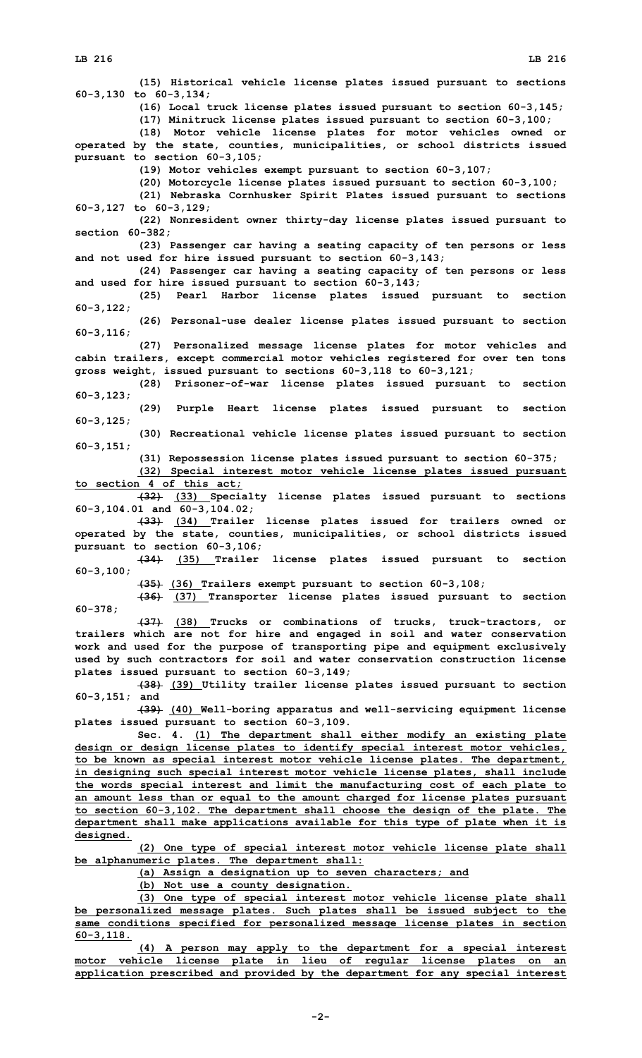(15) Historical vehicle license plates issued pursuant to sections 60-3,130 to 60-3,134;

(16) Local truck license plates issued pursuant to section 60-3,145;

(17) Minitruck license plates issued pursuant to section 60-3,100;

(18) Motor vehicle license plates for motor vehicles owned or operated by the state, counties, municipalities, or school districts issued pursuant to section 60-3,105;

(19) Motor vehicles exempt pursuant to section 60-3,107;

(20) Motorcycle license plates issued pursuant to section 60-3,100;

(21) Nebraska Cornhusker Spirit Plates issued pursuant to sections 60-3,127 to 60-3,129;

(22) Nonresident owner thirty-day license plates issued pursuant to section 60-382;

(23) Passenger car having a seating capacity of ten persons or less and not used for hire issued pursuant to section 60-3,143;

(24) Passenger car having a seating capacity of ten persons or less and used for hire issued pursuant to section 60-3,143;

(25) Pearl Harbor license plates issued pursuant to section 60-3,122;

(26) Personal-use dealer license plates issued pursuant to section 60-3,116;

(27) Personalized message license plates for motor vehicles and cabin trailers, except commercial motor vehicles registered for over ten tons gross weight, issued pursuant to sections 60-3,118 to 60-3,121;

(28) Prisoner-of-war license plates issued pursuant to section 60-3,123;

(29) Purple Heart license plates issued pursuant to section 60-3,125;

(30) Recreational vehicle license plates issued pursuant to section 60-3,151;

(31) Repossession license plates issued pursuant to section 60-375;

<u>(32) Special interest motor vehicle license plates issued pursuant to section 4 of this act;</u>

~~(32)~~ <u>(33)</u> Specialty license plates issued pursuant to sections 60-3,104.01 and 60-3,104.02;

~~(33)~~ <u>(34)</u> Trailer license plates issued for trailers owned or operated by the state, counties, municipalities, or school districts issued pursuant to section 60-3,106;

~~(34)~~ <u>(35)</u> Trailer license plates issued pursuant to section 60-3,100;

~~(35)~~ <u>(36)</u> Trailers exempt pursuant to section 60-3,108;

~~(36)~~ <u>(37)</u> Transporter license plates issued pursuant to section 60-378;

~~(37)~~ <u>(38)</u> Trucks or combinations of trucks, truck-tractors, or trailers which are not for hire and engaged in soil and water conservation work and used for the purpose of transporting pipe and equipment exclusively used by such contractors for soil and water conservation construction license plates issued pursuant to section 60-3,149;

~~(38)~~ <u>(39)</u> Utility trailer license plates issued pursuant to section 60-3,151; and

~~(39)~~ <u>(40)</u> Well-boring apparatus and well-servicing equipment license plates issued pursuant to section 60-3,109.

Sec. 4. <u>(1) The department shall either modify an existing plate design or design license plates to identify special interest motor vehicles, to be known as special interest motor vehicle license plates. The department, in designing such special interest motor vehicle license plates, shall include the words special interest and limit the manufacturing cost of each plate to an amount less than or equal to the amount charged for license plates pursuant to section 60-3,102. The department shall choose the design of the plate. The department shall make applications available for this type of plate when it is designed.</u>

<u>(2) One type of special interest motor vehicle license plate shall be alphanumeric plates. The department shall:</u>

<u>(a) Assign a designation up to seven characters; and</u>

<u>(b) Not use a county designation.</u>

<u>(3) One type of special interest motor vehicle license plate shall be personalized message plates. Such plates shall be issued subject to the same conditions specified for personalized message license plates in section 60-3,118.</u>

<u>(4) A person may apply to the department for a special interest motor vehicle license plate in lieu of regular license plates on an application prescribed and provided by the department for any special interest</u>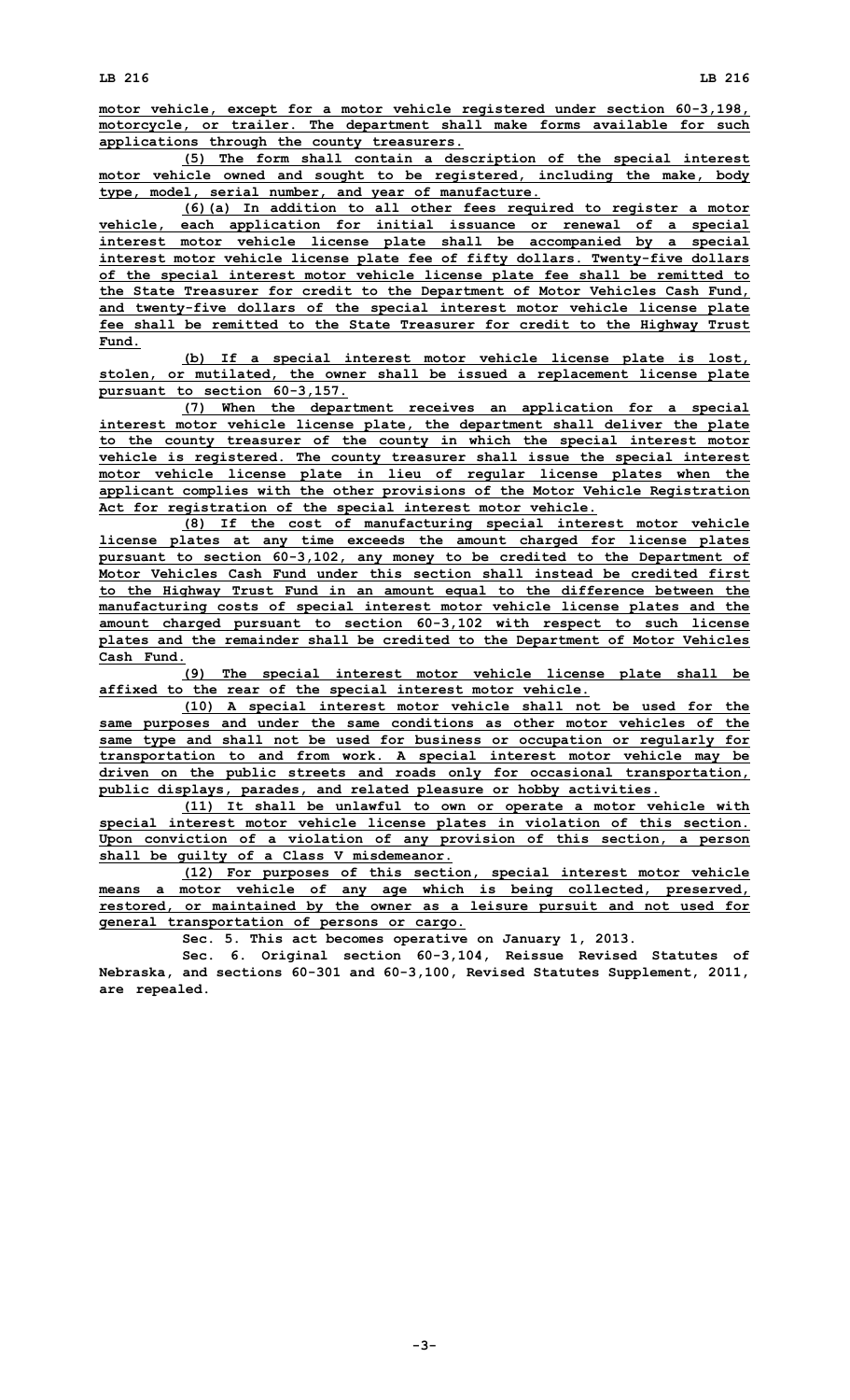motor vehicle, except for a motor vehicle registered under section 60-3,198, motorcycle, or trailer. The department shall make forms available for such applications through the county treasurers.

(5) The form shall contain a description of the special interest motor vehicle owned and sought to be registered, including the make, body type, model, serial number, and year of manufacture.

(6)(a) In addition to all other fees required to register a motor vehicle, each application for initial issuance or renewal of a special interest motor vehicle license plate shall be accompanied by a special interest motor vehicle license plate fee of fifty dollars. Twenty-five dollars of the special interest motor vehicle license plate fee shall be remitted to the State Treasurer for credit to the Department of Motor Vehicles Cash Fund, and twenty-five dollars of the special interest motor vehicle license plate fee shall be remitted to the State Treasurer for credit to the Highway Trust Fund.

(b) If a special interest motor vehicle license plate is lost, stolen, or mutilated, the owner shall be issued a replacement license plate pursuant to section 60-3,157.

(7) When the department receives an application for a special interest motor vehicle license plate, the department shall deliver the plate to the county treasurer of the county in which the special interest motor vehicle is registered. The county treasurer shall issue the special interest motor vehicle license plate in lieu of regular license plates when the applicant complies with the other provisions of the Motor Vehicle Registration Act for registration of the special interest motor vehicle.

(8) If the cost of manufacturing special interest motor vehicle license plates at any time exceeds the amount charged for license plates pursuant to section 60-3,102, any money to be credited to the Department of Motor Vehicles Cash Fund under this section shall instead be credited first to the Highway Trust Fund in an amount equal to the difference between the manufacturing costs of special interest motor vehicle license plates and the amount charged pursuant to section 60-3,102 with respect to such license plates and the remainder shall be credited to the Department of Motor Vehicles Cash Fund.

(9) The special interest motor vehicle license plate shall be affixed to the rear of the special interest motor vehicle.

(10) A special interest motor vehicle shall not be used for the same purposes and under the same conditions as other motor vehicles of the same type and shall not be used for business or occupation or regularly for transportation to and from work. A special interest motor vehicle may be driven on the public streets and roads only for occasional transportation, public displays, parades, and related pleasure or hobby activities.

(11) It shall be unlawful to own or operate a motor vehicle with special interest motor vehicle license plates in violation of this section. Upon conviction of a violation of any provision of this section, a person shall be guilty of a Class V misdemeanor.

(12) For purposes of this section, special interest motor vehicle means a motor vehicle of any age which is being collected, preserved, restored, or maintained by the owner as a leisure pursuit and not used for general transportation of persons or cargo.

Sec. 5. This act becomes operative on January 1, 2013.

Sec. 6. Original section 60-3,104, Reissue Revised Statutes of Nebraska, and sections 60-301 and 60-3,100, Revised Statutes Supplement, 2011, are repealed.